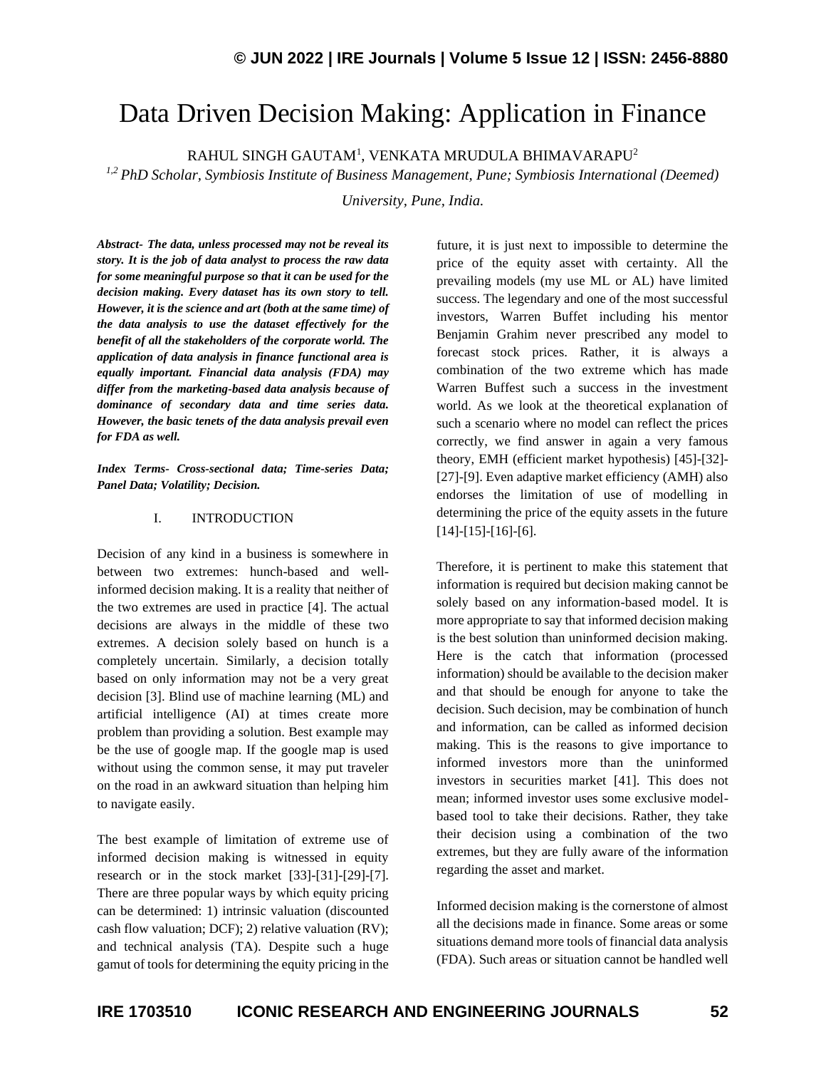# Data Driven Decision Making: Application in Finance

RAHUL SINGH GAUTAM[1], VENKATA MRUDULA BHIMAVARAPU[2]

*[1,2] PhD Scholar, Symbiosis Institute of Business Management, Pune; Symbiosis International (Deemed) University, Pune, India.*

***Abstract-*** ***The data, unless processed may not be reveal its story. It is the job of data analyst to process the raw data for some meaningful purpose so that it can be used for the decision making. Every dataset has its own story to tell. However, it is the science and art (both at the same time) of the data analysis to use the dataset effectively for the benefit of all the stakeholders of the corporate world. The application of data analysis in finance functional area is equally important. Financial data analysis (FDA) may differ from the marketing-based data analysis because of dominance of secondary data and time series data. However, the basic tenets of the data analysis prevail even for FDA as well.***

***Index Terms-*** ***Cross-sectional data; Time-series Data; Panel Data; Volatility; Decision.***

## I. INTRODUCTION

Decision of any kind in a business is somewhere in between two extremes: hunch-based and well-informed decision making. It is a reality that neither of the two extremes are used in practice [4]. The actual decisions are always in the middle of these two extremes. A decision solely based on hunch is a completely uncertain. Similarly, a decision totally based on only information may not be a very great decision [3]. Blind use of machine learning (ML) and artificial intelligence (AI) at times create more problem than providing a solution. Best example may be the use of google map. If the google map is used without using the common sense, it may put traveler on the road in an awkward situation than helping him to navigate easily.

The best example of limitation of extreme use of informed decision making is witnessed in equity research or in the stock market [33]-[31]-[29]-[7]. There are three popular ways by which equity pricing can be determined: 1) intrinsic valuation (discounted cash flow valuation; DCF); 2) relative valuation (RV); and technical analysis (TA). Despite such a huge gamut of tools for determining the equity pricing in the future, it is just next to impossible to determine the price of the equity asset with certainty. All the prevailing models (my use ML or AL) have limited success. The legendary and one of the most successful investors, Warren Buffet including his mentor Benjamin Grahim never prescribed any model to forecast stock prices. Rather, it is always a combination of the two extreme which has made Warren Buffest such a success in the investment world. As we look at the theoretical explanation of such a scenario where no model can reflect the prices correctly, we find answer in again a very famous theory, EMH (efficient market hypothesis) [45]-[32]-[27]-[9]. Even adaptive market efficiency (AMH) also endorses the limitation of use of modelling in determining the price of the equity assets in the future [14]-[15]-[16]-[6].

Therefore, it is pertinent to make this statement that information is required but decision making cannot be solely based on any information-based model. It is more appropriate to say that informed decision making is the best solution than uninformed decision making. Here is the catch that information (processed information) should be available to the decision maker and that should be enough for anyone to take the decision. Such decision, may be combination of hunch and information, can be called as informed decision making. This is the reasons to give importance to informed investors more than the uninformed investors in securities market [41]. This does not mean; informed investor uses some exclusive model-based tool to take their decisions. Rather, they take their decision using a combination of the two extremes, but they are fully aware of the information regarding the asset and market.

Informed decision making is the cornerstone of almost all the decisions made in finance. Some areas or some situations demand more tools of financial data analysis (FDA). Such areas or situation cannot be handled well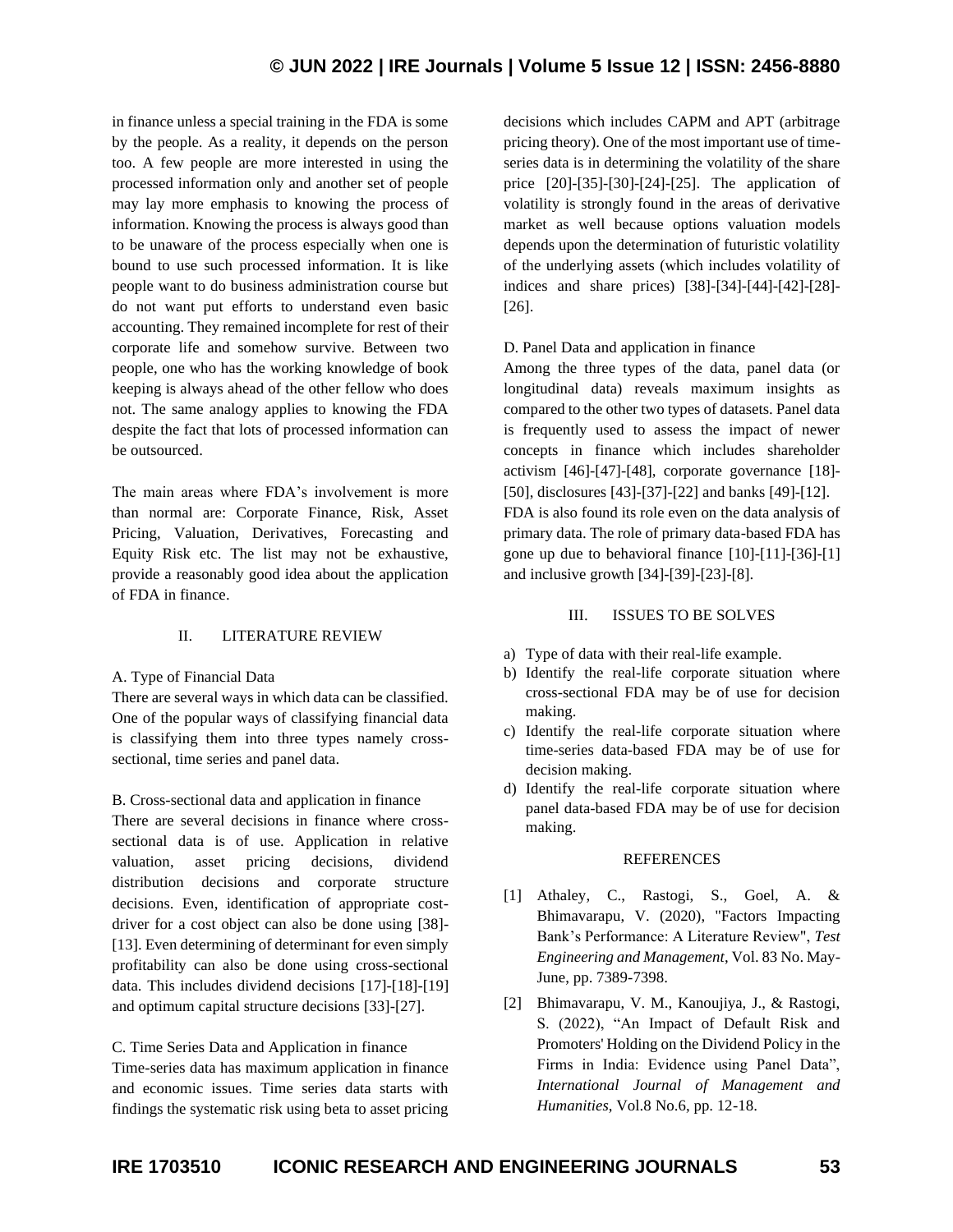in finance unless a special training in the FDA is some by the people. As a reality, it depends on the person too. A few people are more interested in using the processed information only and another set of people may lay more emphasis to knowing the process of information. Knowing the process is always good than to be unaware of the process especially when one is bound to use such processed information. It is like people want to do business administration course but do not want put efforts to understand even basic accounting. They remained incomplete for rest of their corporate life and somehow survive. Between two people, one who has the working knowledge of book keeping is always ahead of the other fellow who does not. The same analogy applies to knowing the FDA despite the fact that lots of processed information can be outsourced.

The main areas where FDA's involvement is more than normal are: Corporate Finance, Risk, Asset Pricing, Valuation, Derivatives, Forecasting and Equity Risk etc. The list may not be exhaustive, provide a reasonably good idea about the application of FDA in finance.

## II. LITERATURE REVIEW

### A. Type of Financial Data

There are several ways in which data can be classified. One of the popular ways of classifying financial data is classifying them into three types namely cross-sectional, time series and panel data.

### B. Cross-sectional data and application in finance

There are several decisions in finance where cross-sectional data is of use. Application in relative valuation, asset pricing decisions, dividend distribution decisions and corporate structure decisions. Even, identification of appropriate cost-driver for a cost object can also be done using [38]-[13]. Even determining of determinant for even simply profitability can also be done using cross-sectional data. This includes dividend decisions [17]-[18]-[19] and optimum capital structure decisions [33]-[27].

### C. Time Series Data and Application in finance

Time-series data has maximum application in finance and economic issues. Time series data starts with findings the systematic risk using beta to asset pricing decisions which includes CAPM and APT (arbitrage pricing theory). One of the most important use of time-series data is in determining the volatility of the share price [20]-[35]-[30]-[24]-[25]. The application of volatility is strongly found in the areas of derivative market as well because options valuation models depends upon the determination of futuristic volatility of the underlying assets (which includes volatility of indices and share prices) [38]-[34]-[44]-[42]-[28]-[26].

### D. Panel Data and application in finance

Among the three types of the data, panel data (or longitudinal data) reveals maximum insights as compared to the other two types of datasets. Panel data is frequently used to assess the impact of newer concepts in finance which includes shareholder activism [46]-[47]-[48], corporate governance [18]-[50], disclosures [43]-[37]-[22] and banks [49]-[12]. FDA is also found its role even on the data analysis of primary data. The role of primary data-based FDA has gone up due to behavioral finance [10]-[11]-[36]-[1] and inclusive growth [34]-[39]-[23]-[8].

## III. ISSUES TO BE SOLVES

a) Type of data with their real-life example.
b) Identify the real-life corporate situation where cross-sectional FDA may be of use for decision making.
c) Identify the real-life corporate situation where time-series data-based FDA may be of use for decision making.
d) Identify the real-life corporate situation where panel data-based FDA may be of use for decision making.

## REFERENCES

[1] Athaley, C., Rastogi, S., Goel, A. & Bhimavarapu, V. (2020), "Factors Impacting Bank's Performance: A Literature Review", *Test Engineering and Management*, Vol. 83 No. May-June, pp. 7389-7398.

[2] Bhimavarapu, V. M., Kanoujiya, J., & Rastogi, S. (2022), "An Impact of Default Risk and Promoters' Holding on the Dividend Policy in the Firms in India: Evidence using Panel Data", *International Journal of Management and Humanities*, Vol.8 No.6, pp. 12-18.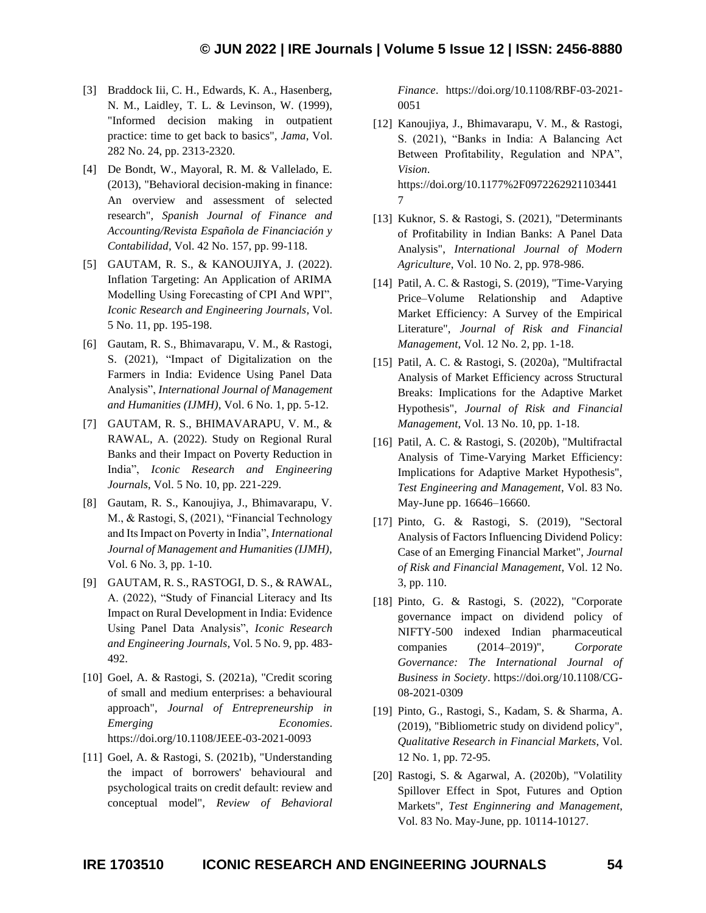[3] Braddock Iii, C. H., Edwards, K. A., Hasenberg, N. M., Laidley, T. L. & Levinson, W. (1999), "Informed decision making in outpatient practice: time to get back to basics", *Jama*, Vol. 282 No. 24, pp. 2313-2320.

[4] De Bondt, W., Mayoral, R. M. & Vallelado, E. (2013), "Behavioral decision-making in finance: An overview and assessment of selected research", *Spanish Journal of Finance and Accounting/Revista Española de Financiación y Contabilidad*, Vol. 42 No. 157, pp. 99-118.

[5] GAUTAM, R. S., & KANOUJIYA, J. (2022). Inflation Targeting: An Application of ARIMA Modelling Using Forecasting of CPI And WPI", *Iconic Research and Engineering Journals*, Vol. 5 No. 11, pp. 195-198.

[6] Gautam, R. S., Bhimavarapu, V. M., & Rastogi, S. (2021), "Impact of Digitalization on the Farmers in India: Evidence Using Panel Data Analysis", *International Journal of Management and Humanities (IJMH)*, Vol. 6 No. 1, pp. 5-12.

[7] GAUTAM, R. S., BHIMAVARAPU, V. M., & RAWAL, A. (2022). Study on Regional Rural Banks and their Impact on Poverty Reduction in India", *Iconic Research and Engineering Journals*, Vol. 5 No. 10, pp. 221-229.

[8] Gautam, R. S., Kanoujiya, J., Bhimavarapu, V. M., & Rastogi, S, (2021), "Financial Technology and Its Impact on Poverty in India", *International Journal of Management and Humanities (IJMH)*, Vol. 6 No. 3, pp. 1-10.

[9] GAUTAM, R. S., RASTOGI, D. S., & RAWAL, A. (2022), "Study of Financial Literacy and Its Impact on Rural Development in India: Evidence Using Panel Data Analysis", *Iconic Research and Engineering Journals*, Vol. 5 No. 9, pp. 483-492.

[10] Goel, A. & Rastogi, S. (2021a), "Credit scoring of small and medium enterprises: a behavioural approach", *Journal of Entrepreneurship in Emerging Economies*. https://doi.org/10.1108/JEEE-03-2021-0093

[11] Goel, A. & Rastogi, S. (2021b), "Understanding the impact of borrowers' behavioural and psychological traits on credit default: review and conceptual model", *Review of Behavioral Finance*. https://doi.org/10.1108/RBF-03-2021-0051

[12] Kanoujiya, J., Bhimavarapu, V. M., & Rastogi, S. (2021), "Banks in India: A Balancing Act Between Profitability, Regulation and NPA", *Vision*. https://doi.org/10.1177%2F09722629211034417

[13] Kuknor, S. & Rastogi, S. (2021), "Determinants of Profitability in Indian Banks: A Panel Data Analysis", *International Journal of Modern Agriculture*, Vol. 10 No. 2, pp. 978-986.

[14] Patil, A. C. & Rastogi, S. (2019), "Time-Varying Price–Volume Relationship and Adaptive Market Efficiency: A Survey of the Empirical Literature", *Journal of Risk and Financial Management*, Vol. 12 No. 2, pp. 1-18.

[15] Patil, A. C. & Rastogi, S. (2020a), "Multifractal Analysis of Market Efficiency across Structural Breaks: Implications for the Adaptive Market Hypothesis", *Journal of Risk and Financial Management*, Vol. 13 No. 10, pp. 1-18.

[16] Patil, A. C. & Rastogi, S. (2020b), "Multifractal Analysis of Time-Varying Market Efficiency: Implications for Adaptive Market Hypothesis", *Test Engineering and Management*, Vol. 83 No. May-June pp. 16646–16660.

[17] Pinto, G. & Rastogi, S. (2019), "Sectoral Analysis of Factors Influencing Dividend Policy: Case of an Emerging Financial Market", *Journal of Risk and Financial Management*, Vol. 12 No. 3, pp. 110.

[18] Pinto, G. & Rastogi, S. (2022), "Corporate governance impact on dividend policy of NIFTY-500 indexed Indian pharmaceutical companies (2014–2019)", *Corporate Governance: The International Journal of Business in Society*. https://doi.org/10.1108/CG-08-2021-0309

[19] Pinto, G., Rastogi, S., Kadam, S. & Sharma, A. (2019), "Bibliometric study on dividend policy", *Qualitative Research in Financial Markets*, Vol. 12 No. 1, pp. 72-95.

[20] Rastogi, S. & Agarwal, A. (2020b), "Volatility Spillover Effect in Spot, Futures and Option Markets", *Test Enginnering and Management*, Vol. 83 No. May-June, pp. 10114-10127.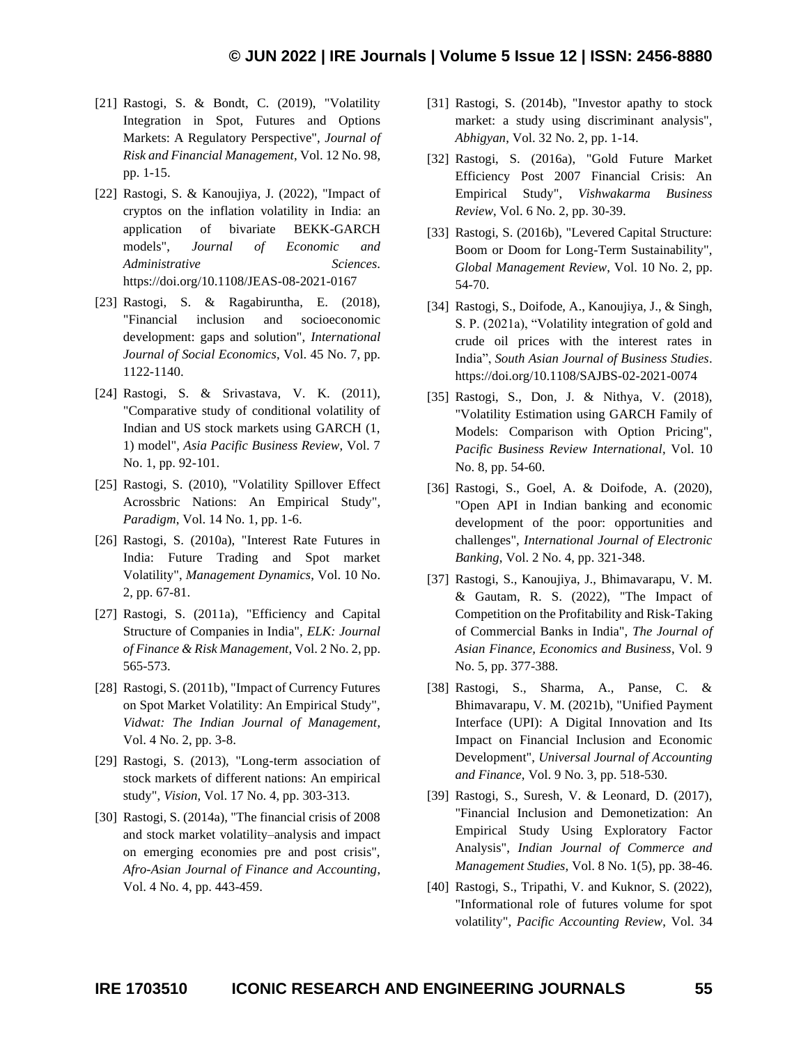[21] Rastogi, S. & Bondt, C. (2019), "Volatility Integration in Spot, Futures and Options Markets: A Regulatory Perspective", *Journal of Risk and Financial Management*, Vol. 12 No. 98, pp. 1-15.

[22] Rastogi, S. & Kanoujiya, J. (2022), "Impact of cryptos on the inflation volatility in India: an application of bivariate BEKK-GARCH models", *Journal of Economic and Administrative Sciences*. https://doi.org/10.1108/JEAS-08-2021-0167

[23] Rastogi, S. & Ragabiruntha, E. (2018), "Financial inclusion and socioeconomic development: gaps and solution", *International Journal of Social Economics*, Vol. 45 No. 7, pp. 1122-1140.

[24] Rastogi, S. & Srivastava, V. K. (2011), "Comparative study of conditional volatility of Indian and US stock markets using GARCH (1, 1) model", *Asia Pacific Business Review*, Vol. 7 No. 1, pp. 92-101.

[25] Rastogi, S. (2010), "Volatility Spillover Effect Acrossbric Nations: An Empirical Study", *Paradigm*, Vol. 14 No. 1, pp. 1-6.

[26] Rastogi, S. (2010a), "Interest Rate Futures in India: Future Trading and Spot market Volatility", *Management Dynamics*, Vol. 10 No. 2, pp. 67-81.

[27] Rastogi, S. (2011a), "Efficiency and Capital Structure of Companies in India", *ELK: Journal of Finance & Risk Management*, Vol. 2 No. 2, pp. 565-573.

[28] Rastogi, S. (2011b), "Impact of Currency Futures on Spot Market Volatility: An Empirical Study", *Vidwat: The Indian Journal of Management*, Vol. 4 No. 2, pp. 3-8.

[29] Rastogi, S. (2013), "Long-term association of stock markets of different nations: An empirical study", *Vision*, Vol. 17 No. 4, pp. 303-313.

[30] Rastogi, S. (2014a), "The financial crisis of 2008 and stock market volatility–analysis and impact on emerging economies pre and post crisis", *Afro-Asian Journal of Finance and Accounting*, Vol. 4 No. 4, pp. 443-459.

[31] Rastogi, S. (2014b), "Investor apathy to stock market: a study using discriminant analysis", *Abhigyan*, Vol. 32 No. 2, pp. 1-14.

[32] Rastogi, S. (2016a), "Gold Future Market Efficiency Post 2007 Financial Crisis: An Empirical Study", *Vishwakarma Business Review*, Vol. 6 No. 2, pp. 30-39.

[33] Rastogi, S. (2016b), "Levered Capital Structure: Boom or Doom for Long-Term Sustainability", *Global Management Review*, Vol. 10 No. 2, pp. 54-70.

[34] Rastogi, S., Doifode, A., Kanoujiya, J., & Singh, S. P. (2021a), "Volatility integration of gold and crude oil prices with the interest rates in India", *South Asian Journal of Business Studies*. https://doi.org/10.1108/SAJBS-02-2021-0074

[35] Rastogi, S., Don, J. & Nithya, V. (2018), "Volatility Estimation using GARCH Family of Models: Comparison with Option Pricing", *Pacific Business Review International*, Vol. 10 No. 8, pp. 54-60.

[36] Rastogi, S., Goel, A. & Doifode, A. (2020), "Open API in Indian banking and economic development of the poor: opportunities and challenges", *International Journal of Electronic Banking*, Vol. 2 No. 4, pp. 321-348.

[37] Rastogi, S., Kanoujiya, J., Bhimavarapu, V. M. & Gautam, R. S. (2022), "The Impact of Competition on the Profitability and Risk-Taking of Commercial Banks in India", *The Journal of Asian Finance, Economics and Business*, Vol. 9 No. 5, pp. 377-388.

[38] Rastogi, S., Sharma, A., Panse, C. & Bhimavarapu, V. M. (2021b), "Unified Payment Interface (UPI): A Digital Innovation and Its Impact on Financial Inclusion and Economic Development", *Universal Journal of Accounting and Finance*, Vol. 9 No. 3, pp. 518-530.

[39] Rastogi, S., Suresh, V. & Leonard, D. (2017), "Financial Inclusion and Demonetization: An Empirical Study Using Exploratory Factor Analysis", *Indian Journal of Commerce and Management Studies*, Vol. 8 No. 1(5), pp. 38-46.

[40] Rastogi, S., Tripathi, V. and Kuknor, S. (2022), "Informational role of futures volume for spot volatility", *Pacific Accounting Review*, Vol. 34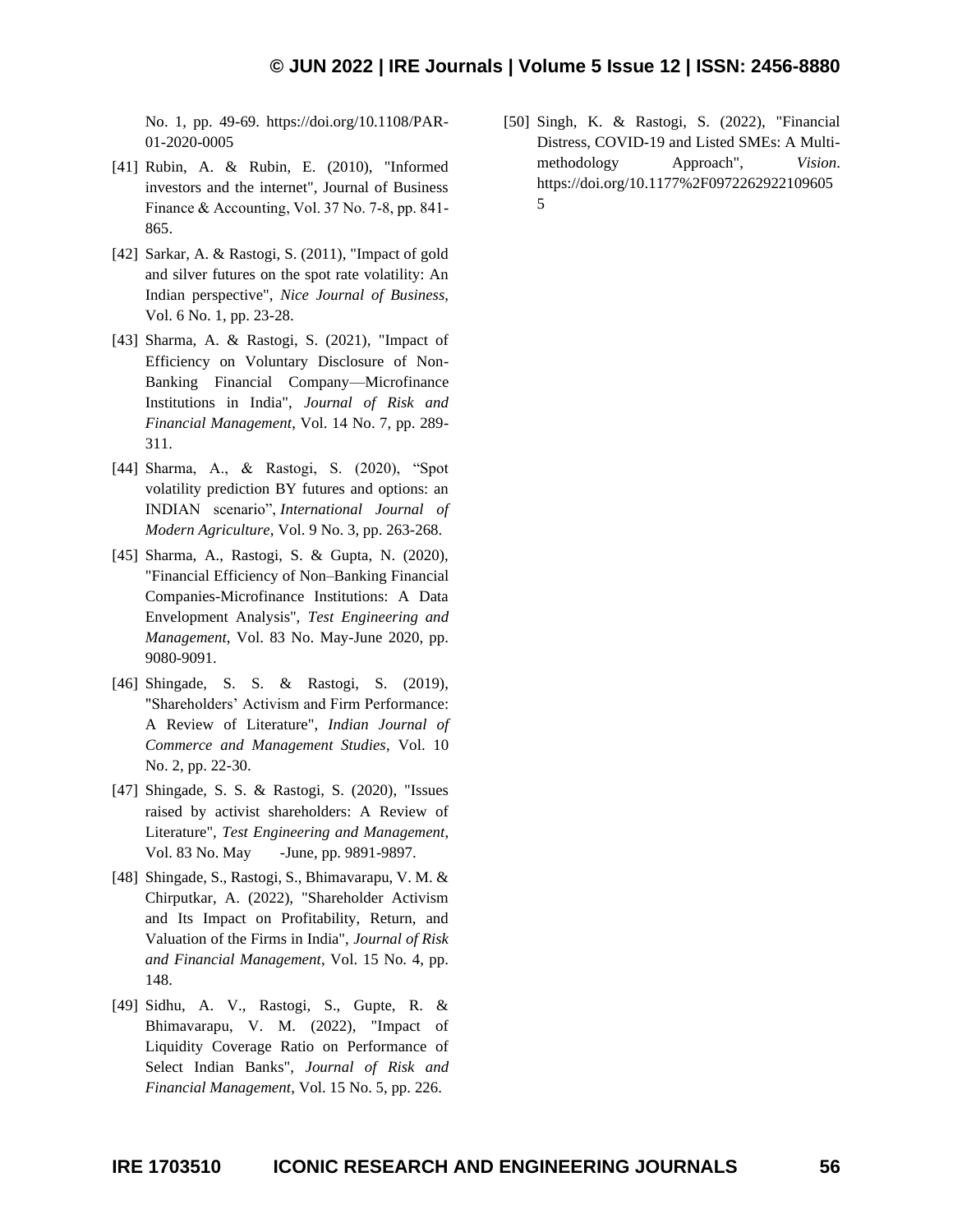No. 1, pp. 49-69. https://doi.org/10.1108/PAR-01-2020-0005

[41] Rubin, A. & Rubin, E. (2010), "Informed investors and the internet", Journal of Business Finance & Accounting, Vol. 37 No. 7-8, pp. 841-865.

[42] Sarkar, A. & Rastogi, S. (2011), "Impact of gold and silver futures on the spot rate volatility: An Indian perspective", *Nice Journal of Business*, Vol. 6 No. 1, pp. 23-28.

[43] Sharma, A. & Rastogi, S. (2021), "Impact of Efficiency on Voluntary Disclosure of Non-Banking Financial Company—Microfinance Institutions in India", *Journal of Risk and Financial Management*, Vol. 14 No. 7, pp. 289-311.

[44] Sharma, A., & Rastogi, S. (2020), "Spot volatility prediction BY futures and options: an INDIAN scenario", *International Journal of Modern Agriculture*, Vol. 9 No. 3, pp. 263-268.

[45] Sharma, A., Rastogi, S. & Gupta, N. (2020), "Financial Efficiency of Non–Banking Financial Companies-Microfinance Institutions: A Data Envelopment Analysis", *Test Engineering and Management*, Vol. 83 No. May-June 2020, pp. 9080-9091.

[46] Shingade, S. S. & Rastogi, S. (2019), "Shareholders' Activism and Firm Performance: A Review of Literature", *Indian Journal of Commerce and Management Studies*, Vol. 10 No. 2, pp. 22-30.

[47] Shingade, S. S. & Rastogi, S. (2020), "Issues raised by activist shareholders: A Review of Literature", *Test Engineering and Management*, Vol. 83 No. May -June, pp. 9891-9897.

[48] Shingade, S., Rastogi, S., Bhimavarapu, V. M. & Chirputkar, A. (2022), "Shareholder Activism and Its Impact on Profitability, Return, and Valuation of the Firms in India", *Journal of Risk and Financial Management*, Vol. 15 No. 4, pp. 148.

[49] Sidhu, A. V., Rastogi, S., Gupte, R. & Bhimavarapu, V. M. (2022), "Impact of Liquidity Coverage Ratio on Performance of Select Indian Banks", *Journal of Risk and Financial Management*, Vol. 15 No. 5, pp. 226.

[50] Singh, K. & Rastogi, S. (2022), "Financial Distress, COVID-19 and Listed SMEs: A Multi-methodology Approach", *Vision*. https://doi.org/10.1177%2F09722629221096055